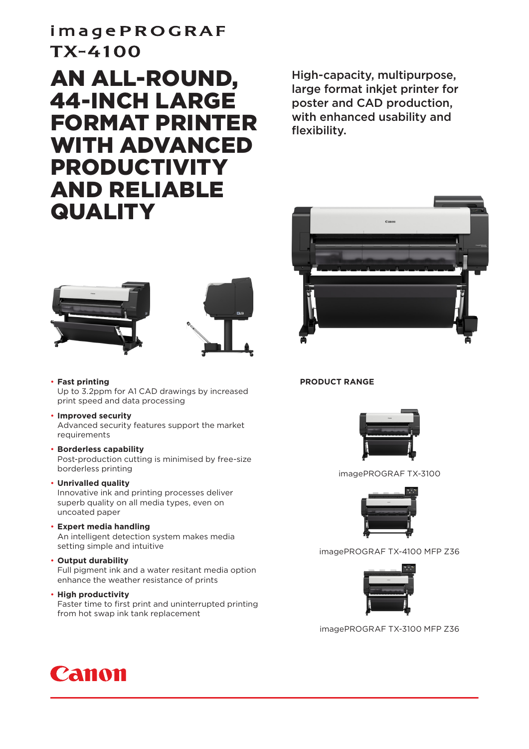# imagePROGRAF TX-4100

# AN ALL-ROUND, 44-INCH LARGE FORMAT PRINTER WITH ADVANCED PRODUCTIVITY AND RELIABLE QUALITY

High-capacity, multipurpose, large format inkjet printer for poster and CAD production, with enhanced usability and flexibility.

- **Fast printing**
  Up to 3.2ppm for A1 CAD drawings by increased print speed and data processing
- **Improved security**
  Advanced security features support the market requirements
- **Borderless capability**
  Post-production cutting is minimised by free-size borderless printing
- **Unrivalled quality**
  Innovative ink and printing processes deliver superb quality on all media types, even on uncoated paper
- **Expert media handling**
  An intelligent detection system makes media setting simple and intuitive
- **Output durability**
  Full pigment ink and a water resitant media option enhance the weather resistance of prints
- **High productivity**
  Faster time to first print and uninterrupted printing from hot swap ink tank replacement

**PRODUCT RANGE**

imagePROGRAF TX-3100

imagePROGRAF TX-4100 MFP Z36

imagePROGRAF TX-3100 MFP Z36

Canon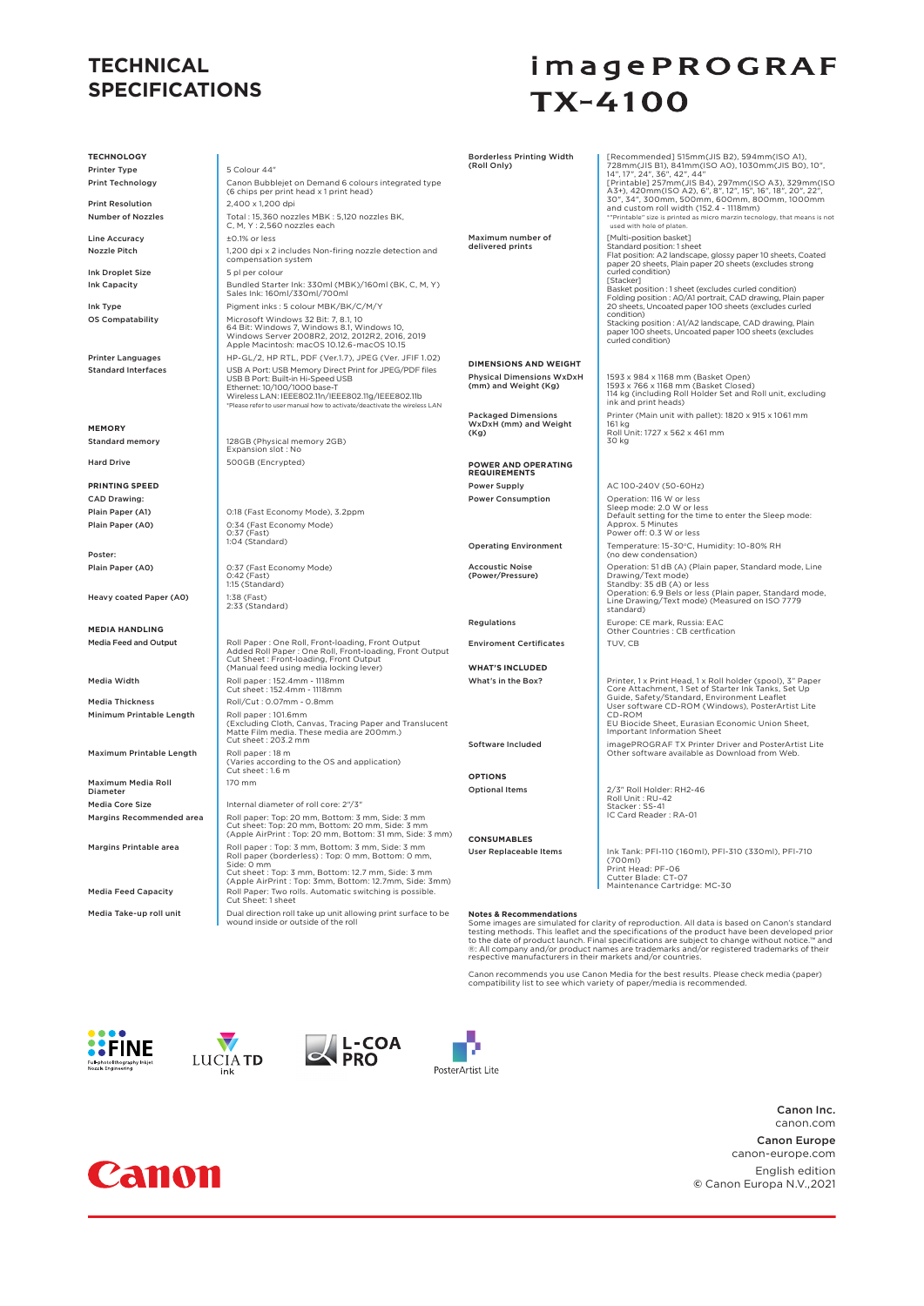# TECHNICAL SPECIFICATIONS

# imagePROGRAF TX-4100

## TECHNOLOGY

| | |
|---|---|
| Printer Type | 5 Colour 44" |
| Print Technology | Canon Bubblejet on Demand 6 colours integrated type (6 chips per print head x 1 print head) |
| Print Resolution | 2,400 x 1,200 dpi |
| Number of Nozzles | Total : 15,360 nozzles MBK : 5,120 nozzles BK, C, M, Y : 2,560 nozzles each |
| Line Accuracy | ±0.1% or less |
| Nozzle Pitch | 1,200 dpi x 2 includes Non-firing nozzle detection and compensation system |
| Ink Droplet Size | 5 pl per colour |
| Ink Capacity | Bundled Starter Ink: 330ml (MBK)/160ml (BK, C, M, Y) Sales Ink: 160ml/330ml/700ml |
| Ink Type | Pigment inks : 5 colour MBK/BK/C/M/Y |
| OS Compatability | Microsoft Windows 32 Bit: 7, 8.1, 10<br>64 Bit: Windows 7, Windows 8.1, Windows 10, Windows Server 2008R2, 2012, 2012R2, 2016, 2019<br>Apple Macintosh: macOS 10.12.6-macOS 10.15 |
| Printer Languages | HP-GL/2, HP RTL, PDF (Ver.1.7), JPEG (Ver. JFIF 1.02) |
| Standard Interfaces | USB A Port: USB Memory Direct Print for JPEG/PDF files<br>USB B Port: Built-in Hi-Speed USB<br>Ethernet: 10/100/1000 base-T<br>Wireless LAN: IEEE802.11n/IEEE802.11g/IEEE802.11b<br>*Please refer to user manual how to activate/deactivate the wireless LAN |

## MEMORY

| | |
|---|---|
| Standard memory | 128GB (Physical memory 2GB)<br>Expansion slot : No |
| Hard Drive | 500GB (Encrypted) |

## PRINTING SPEED

| | |
|---|---|
| CAD Drawing: | |
| Plain Paper (A1) | 0:18 (Fast Economy Mode), 3.2ppm |
| Plain Paper (A0) | 0:34 (Fast Economy Mode)<br>0:37 (Fast)<br>1:04 (Standard) |
| Poster: | |
| Plain Paper (A0) | 0:37 (Fast Economy Mode)<br>0:42 (Fast)<br>1:15 (Standard) |
| Heavy coated Paper (A0) | 1:38 (Fast)<br>2:33 (Standard) |

## MEDIA HANDLING

| | |
|---|---|
| Media Feed and Output | Roll Paper : One Roll, Front-loading, Front Output<br>Added Roll Paper : One Roll, Front-loading, Front Output<br>Cut Sheet : Front-loading, Front Output<br>(Manual feed using media locking lever) |
| Media Width | Roll paper : 152.4mm - 1118mm<br>Cut sheet : 152.4mm - 1118mm |
| Media Thickness | Roll/Cut : 0.07mm - 0.8mm |
| Minimum Printable Length | Roll paper : 101.6mm<br>(Excluding Cloth, Canvas, Tracing Paper and Translucent Matte Film media. These media are 200mm.)<br>Cut sheet : 203.2 mm |
| Maximum Printable Length | Roll paper : 18 m<br>(Varies according to the OS and application)<br>Cut sheet : 1.6 m |
| Maximum Media Roll Diameter | 170 mm |
| Media Core Size | Internal diameter of roll core: 2"/3" |
| Margins Recommended area | Roll paper: Top: 20 mm, Bottom: 3 mm, Side: 3 mm<br>Cut sheet: Top: 20 mm, Bottom: 20 mm, Side: 3 mm<br>(Apple AirPrint : Top: 20 mm, Bottom: 31 mm, Side: 3 mm) |
| Margins Printable area | Roll paper : Top: 3 mm, Bottom: 3 mm, Side: 3 mm<br>Roll paper (borderless) : Top: 0 mm, Bottom: 0 mm, Side: 0 mm<br>Cut sheet : Top: 3 mm, Bottom: 12.7 mm, Side: 3 mm<br>(Apple AirPrint : Top: 3mm, Bottom: 12.7mm, Side: 3mm) |
| Media Feed Capacity | Roll Paper: Two rolls. Automatic switching is possible.<br>Cut Sheet: 1 sheet |
| Media Take-up roll unit | Dual direction roll take up unit allowing print surface to be wound inside or outside of the roll |
| Borderless Printing Width (Roll Only) | [Recommended] 515mm(JIS B2), 594mm(ISO A1), 728mm(JIS B1), 841mm(ISO A0), 1030mm(JIS B0), 10", 14", 17", 24", 36", 42", 44"<br>[Printable] 257mm(JIS B4), 297mm(ISO A3), 329mm(ISO A3+), 420mm(ISO A2), 6", 8", 12", 15", 16", 18", 20", 22", 30", 34", 300mm, 500mm, 600mm, 800mm, 1000mm and custom roll width (152.4 - 1118mm)<br>*"Printable" size is printed as micro marzin tecnology, that means is not used with hole of platen. |
| Maximum number of delivered prints | [Multi-position basket]<br>Standard position: 1 sheet<br>Flat position: A2 landscape, glossy paper 10 sheets, Coated paper 20 sheets, Plain paper 20 sheets (excludes strong curled condition)<br>[Stacker]<br>Basket position : 1 sheet (excludes curled condition)<br>Folding position : A0/A1 portrait, CAD drawing, Plain paper 20 sheets, Uncoated paper 100 sheets (excludes curled condition)<br>Stacking position : A1/A2 landscape, CAD drawing, Plain paper 100 sheets, Uncoated paper 100 sheets (excludes curled condition) |

## DIMENSIONS AND WEIGHT

| | |
|---|---|
| Physical Dimensions WxDxH (mm) and Weight (Kg) | 1593 x 984 x 1168 mm (Basket Open)<br>1593 x 766 x 1168 mm (Basket Closed)<br>114 kg (including Roll Holder Set and Roll unit, excluding ink and print heads) |
| Packaged Dimensions WxDxH (mm) and Weight (Kg) | Printer (Main unit with pallet): 1820 x 915 x 1061 mm<br>161 kg<br>Roll Unit: 1727 x 562 x 461 mm<br>30 kg |

## POWER AND OPERATING REQUIREMENTS

| | |
|---|---|
| Power Supply | AC 100-240V (50-60Hz) |
| Power Consumption | Operation: 116 W or less<br>Sleep mode: 2.0 W or less<br>Default setting for the time to enter the Sleep mode: Approx. 5 Minutes<br>Power off: 0.3 W or less |
| Operating Environment | Temperature: 15-30°C, Humidity: 10-80% RH (no dew condensation) |
| Accoustic Noise (Power/Pressure) | Operation: 51 dB (A) (Plain paper, Standard mode, Line Drawing/Text mode)<br>Standby: 35 dB (A) or less<br>Operation: 6.9 Bels or less (Plain paper, Standard mode, Line Drawing/Text mode) (Measured on ISO 7779 standard) |
| Regulations | Europe: CE mark, Russia: EAC<br>Other Countries : CB certfication |
| Enviroment Certificates | TUV, CB |

## WHAT'S INCLUDED

| | |
|---|---|
| What's in the Box? | Printer, 1 x Print Head, 1 x Roll holder (spool), 3" Paper Core Attachment, 1 Set of Starter Ink Tanks, Set Up Guide, Safety/Standard, Environment Leaflet<br>User software CD-ROM (Windows), PosterArtist Lite CD-ROM<br>EU Biocide Sheet, Eurasian Economic Union Sheet, Important Information Sheet |
| Software Included | imagePROGRAF TX Printer Driver and PosterArtist Lite<br>Other software available as Download from Web. |

## OPTIONS

| | |
|---|---|
| Optional Items | 2/3" Roll Holder: RH2-46<br>Roll Unit : RU-42<br>Stacker : SS-41<br>IC Card Reader : RA-01 |

## CONSUMABLES

| | |
|---|---|
| User Replaceable Items | Ink Tank: PFI-110 (160ml), PFI-310 (330ml), PFI-710 (700ml)<br>Print Head: PF-06<br>Cutter Blade: CT-07<br>Maintenance Cartridge: MC-30 |

**Notes & Recommendations**

Some images are simulated for clarity of reproduction. All data is based on Canon's standard testing methods. This leaflet and the specifications of the product have been developed prior to the date of product launch. Final specifications are subject to change without notice.™ and ®: All company and/or product names are trademarks and/or registered trademarks of their respective manufacturers in their markets and/or countries.

Canon recommends you use Canon Media for the best results. Please check media (paper) compatibility list to see which variety of paper/media is recommended.

FINE Full-photolithography Inkjet Nozzle Engineering · LUCIA TD ink · L-COA PRO · PosterArtist Lite

Canon

Canon Inc.
canon.com

Canon Europe
canon-europe.com

English edition
© Canon Europa N.V.,2021